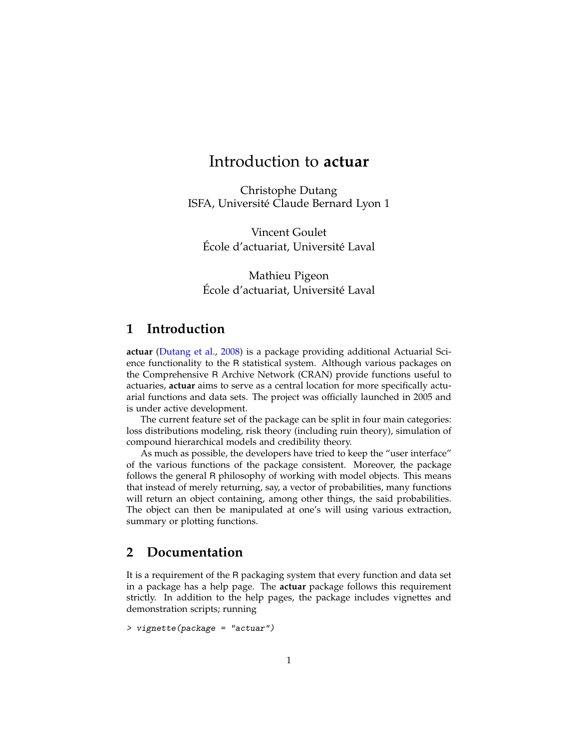# Introduction to **actuar**

Christophe Dutang
ISFA, Université Claude Bernard Lyon 1

Vincent Goulet
École d'actuariat, Université Laval

Mathieu Pigeon
École d'actuariat, Université Laval

## 1 Introduction

**actuar** (Dutang et al., 2008) is a package providing additional Actuarial Science functionality to the R statistical system. Although various packages on the Comprehensive R Archive Network (CRAN) provide functions useful to actuaries, **actuar** aims to serve as a central location for more specifically actuarial functions and data sets. The project was officially launched in 2005 and is under active development.

The current feature set of the package can be split in four main categories: loss distributions modeling, risk theory (including ruin theory), simulation of compound hierarchical models and credibility theory.

As much as possible, the developers have tried to keep the "user interface" of the various functions of the package consistent. Moreover, the package follows the general R philosophy of working with model objects. This means that instead of merely returning, say, a vector of probabilities, many functions will return an object containing, among other things, the said probabilities. The object can then be manipulated at one's will using various extraction, summary or plotting functions.

## 2 Documentation

It is a requirement of the R packaging system that every function and data set in a package has a help page. The **actuar** package follows this requirement strictly. In addition to the help pages, the package includes vignettes and demonstration scripts; running

```
> vignette(package = "actuar")
```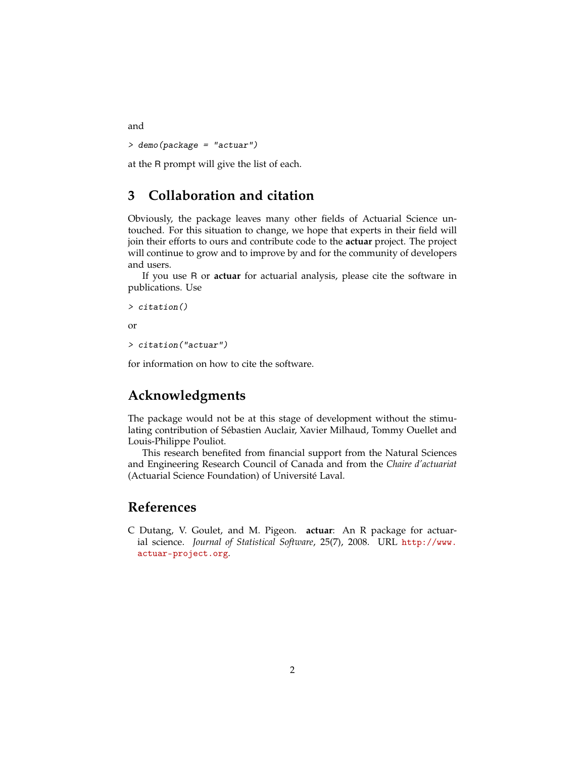and

```
> demo(package = "actuar")
```

at the R prompt will give the list of each.

## 3 Collaboration and citation

Obviously, the package leaves many other fields of Actuarial Science untouched. For this situation to change, we hope that experts in their field will join their efforts to ours and contribute code to the **actuar** project. The project will continue to grow and to improve by and for the community of developers and users.

If you use R or **actuar** for actuarial analysis, please cite the software in publications. Use

```
> citation()
```

or

```
> citation("actuar")
```

for information on how to cite the software.

## Acknowledgments

The package would not be at this stage of development without the stimulating contribution of Sébastien Auclair, Xavier Milhaud, Tommy Ouellet and Louis-Philippe Pouliot.

This research benefited from financial support from the Natural Sciences and Engineering Research Council of Canada and from the *Chaire d'actuariat* (Actuarial Science Foundation) of Université Laval.

## References

C Dutang, V. Goulet, and M. Pigeon. **actuar**: An R package for actuarial science. *Journal of Statistical Software*, 25(7), 2008. URL http://www.actuar-project.org.